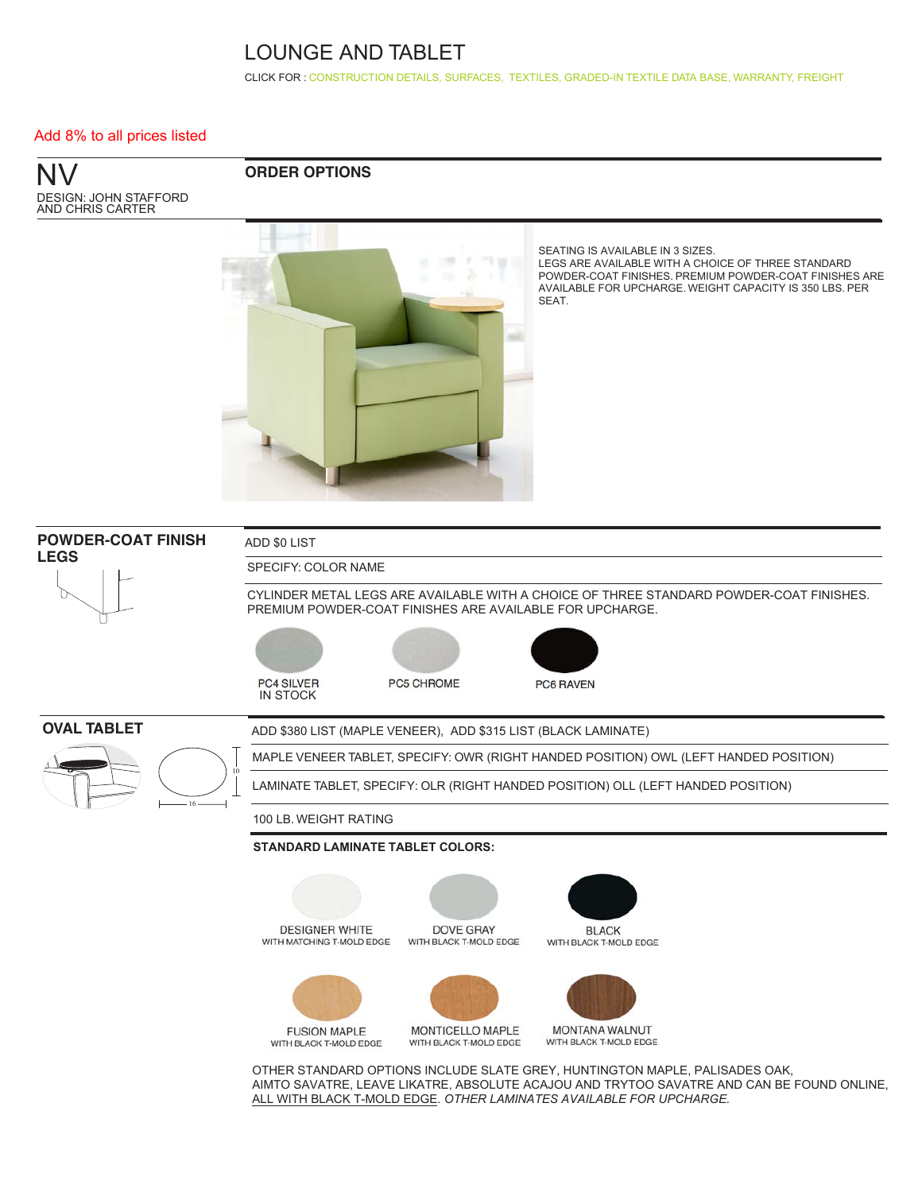# LOUNGE AND TABLET

CLICK FOR : CONSTRUCTION DETAILS, SURFACES, TEXTILES, GRADED-IN TEXTILE DATA BASE, WARRANTY, FREIGHT

Add 8% to all prices listed

## NV

DESIGN: JOHN STAFFORD AND CHRIS CARTER

## ORDER OPTIONS

SEATING IS AVAILABLE IN 3 SIZES.
LEGS ARE AVAILABLE WITH A CHOICE OF THREE STANDARD POWDER-COAT FINISHES. PREMIUM POWDER-COAT FINISHES ARE AVAILABLE FOR UPCHARGE. WEIGHT CAPACITY IS 350 LBS. PER SEAT.

### POWDER-COAT FINISH LEGS

ADD $0 LIST

SPECIFY: COLOR NAME

CYLINDER METAL LEGS ARE AVAILABLE WITH A CHOICE OF THREE STANDARD POWDER-COAT FINISHES. PREMIUM POWDER-COAT FINISHES ARE AVAILABLE FOR UPCHARGE.

- PC4 SILVER IN STOCK
- PC5 CHROME
- PC6 RAVEN

### OVAL TABLET

ADD $380 LIST (MAPLE VENEER), ADD $315 LIST (BLACK LAMINATE)

MAPLE VENEER TABLET, SPECIFY: OWR (RIGHT HANDED POSITION) OWL (LEFT HANDED POSITION)

LAMINATE TABLET, SPECIFY: OLR (RIGHT HANDED POSITION) OLL (LEFT HANDED POSITION)

100 LB. WEIGHT RATING

**STANDARD LAMINATE TABLET COLORS:**

- DESIGNER WHITE WITH MATCHING T-MOLD EDGE
- DOVE GRAY WITH BLACK T-MOLD EDGE
- BLACK WITH BLACK T-MOLD EDGE
- FUSION MAPLE WITH BLACK T-MOLD EDGE
- MONTICELLO MAPLE WITH BLACK T-MOLD EDGE
- MONTANA WALNUT WITH BLACK T-MOLD EDGE

OTHER STANDARD OPTIONS INCLUDE SLATE GREY, HUNTINGTON MAPLE, PALISADES OAK, AIMTO SAVATRE, LEAVE LIKATRE, ABSOLUTE ACAJOU AND TRYTOO SAVATRE AND CAN BE FOUND ONLINE, ALL WITH BLACK T-MOLD EDGE. *OTHER LAMINATES AVAILABLE FOR UPCHARGE.*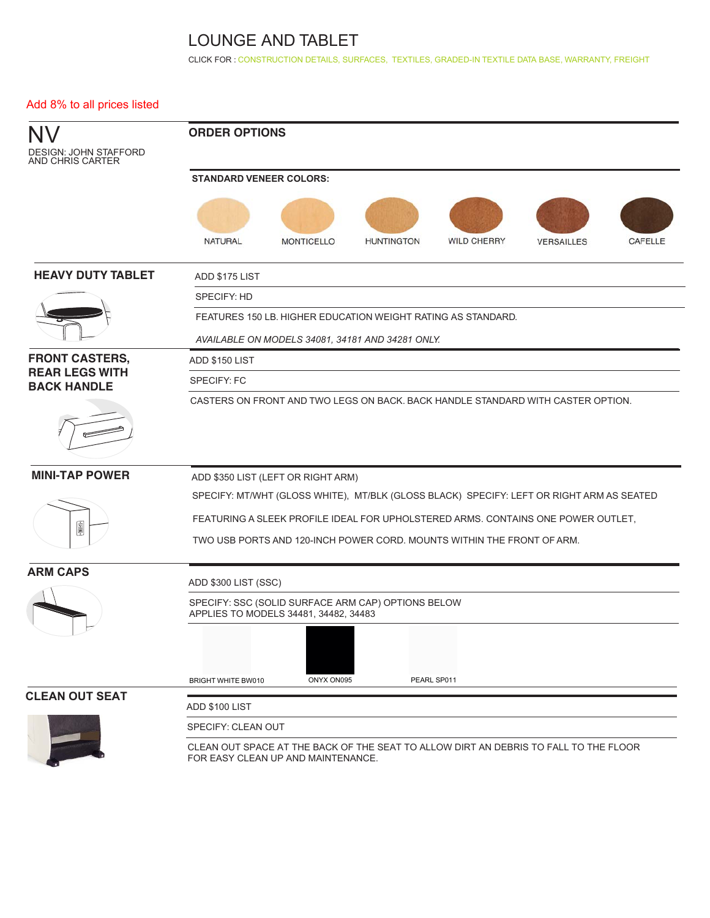# LOUNGE AND TABLET

CLICK FOR : CONSTRUCTION DETAILS, SURFACES, TEXTILES, GRADED-IN TEXTILE DATA BASE, WARRANTY, FREIGHT

Add 8% to all prices listed

## NV

DESIGN: JOHN STAFFORD AND CHRIS CARTER

## ORDER OPTIONS

**STANDARD VENEER COLORS:**

NATURAL | MONTICELLO | HUNTINGTON | WILD CHERRY | VERSAILLES | CAFELLE

### HEAVY DUTY TABLET

ADD $175 LIST

SPECIFY: HD

FEATURES 150 LB. HIGHER EDUCATION WEIGHT RATING AS STANDARD.

*AVAILABLE ON MODELS 34081, 34181 AND 34281 ONLY.*

### FRONT CASTERS, REAR LEGS WITH BACK HANDLE

ADD $150 LIST

SPECIFY: FC

CASTERS ON FRONT AND TWO LEGS ON BACK. BACK HANDLE STANDARD WITH CASTER OPTION.

### MINI-TAP POWER

ADD $350 LIST (LEFT OR RIGHT ARM)

SPECIFY: MT/WHT (GLOSS WHITE), MT/BLK (GLOSS BLACK) SPECIFY: LEFT OR RIGHT ARM AS SEATED

FEATURING A SLEEK PROFILE IDEAL FOR UPHOLSTERED ARMS. CONTAINS ONE POWER OUTLET, TWO USB PORTS AND 120-INCH POWER CORD. MOUNTS WITHIN THE FRONT OF ARM.

### ARM CAPS

ADD $300 LIST (SSC)

SPECIFY: SSC (SOLID SURFACE ARM CAP) OPTIONS BELOW
APPLIES TO MODELS 34481, 34482, 34483

BRIGHT WHITE BW010 | ONYX ON095 | PEARL SP011

### CLEAN OUT SEAT

ADD $100 LIST

SPECIFY: CLEAN OUT

CLEAN OUT SPACE AT THE BACK OF THE SEAT TO ALLOW DIRT AN DEBRIS TO FALL TO THE FLOOR FOR EASY CLEAN UP AND MAINTENANCE.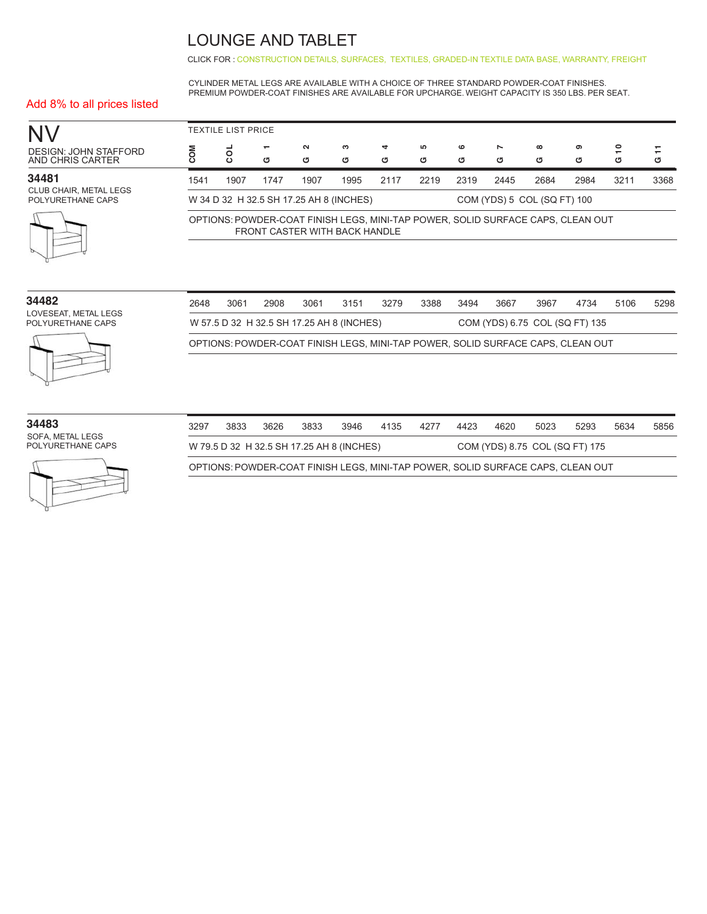# LOUNGE AND TABLET

CLICK FOR : CONSTRUCTION DETAILS, SURFACES, TEXTILES, GRADED-IN TEXTILE DATA BASE, WARRANTY, FREIGHT

CYLINDER METAL LEGS ARE AVAILABLE WITH A CHOICE OF THREE STANDARD POWDER-COAT FINISHES. PREMIUM POWDER-COAT FINISHES ARE AVAILABLE FOR UPCHARGE. WEIGHT CAPACITY IS 350 LBS. PER SEAT.

Add 8% to all prices listed

## NV

DESIGN: JOHN STAFFORD AND CHRIS CARTER

TEXTILE LIST PRICE

| | COM | COL | G 1 | G 2 | G 3 | G 4 | G 5 | G 6 | G 7 | G 8 | G 9 | G 10 | G 11 |
|---|---|---|---|---|---|---|---|---|---|---|---|---|---|
| **34481** CLUB CHAIR, METAL LEGS POLYURETHANE CAPS | 1541 | 1907 | 1747 | 1907 | 1995 | 2117 | 2219 | 2319 | 2445 | 2684 | 2984 | 3211 | 3368 |
| **34482** LOVESEAT, METAL LEGS POLYURETHANE CAPS | 2648 | 3061 | 2908 | 3061 | 3151 | 3279 | 3388 | 3494 | 3667 | 3967 | 4734 | 5106 | 5298 |
| **34483** SOFA, METAL LEGS POLYURETHANE CAPS | 3297 | 3833 | 3626 | 3833 | 3946 | 4135 | 4277 | 4423 | 4620 | 5023 | 5293 | 5634 | 5856 |

**34481** CLUB CHAIR, METAL LEGS POLYURETHANE CAPS

W 34 D 32 H 32.5 SH 17.25 AH 8 (INCHES) — COM (YDS) 5 COL (SQ FT) 100

OPTIONS: POWDER-COAT FINISH LEGS, MINI-TAP POWER, SOLID SURFACE CAPS, CLEAN OUT FRONT CASTER WITH BACK HANDLE

**34482** LOVESEAT, METAL LEGS POLYURETHANE CAPS

W 57.5 D 32 H 32.5 SH 17.25 AH 8 (INCHES) — COM (YDS) 6.75 COL (SQ FT) 135

OPTIONS: POWDER-COAT FINISH LEGS, MINI-TAP POWER, SOLID SURFACE CAPS, CLEAN OUT

**34483** SOFA, METAL LEGS POLYURETHANE CAPS

W 79.5 D 32 H 32.5 SH 17.25 AH 8 (INCHES) — COM (YDS) 8.75 COL (SQ FT) 175

OPTIONS: POWDER-COAT FINISH LEGS, MINI-TAP POWER, SOLID SURFACE CAPS, CLEAN OUT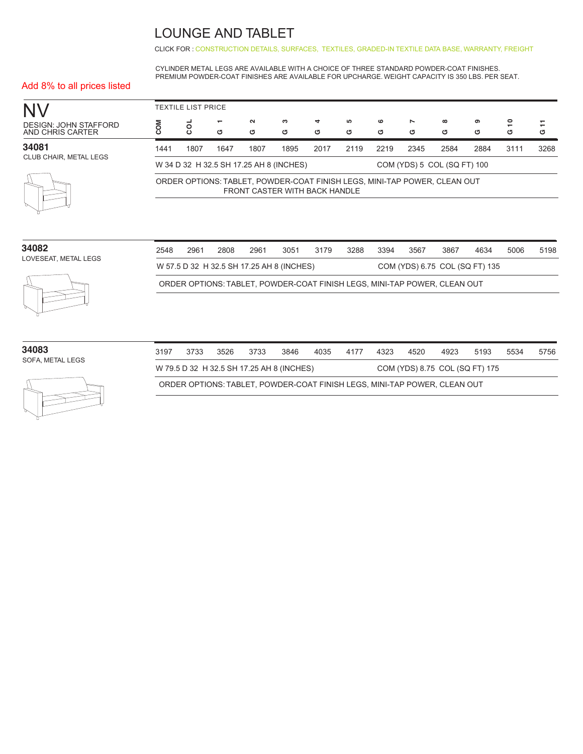# LOUNGE AND TABLET

CLICK FOR : CONSTRUCTION DETAILS, SURFACES, TEXTILES, GRADED-IN TEXTILE DATA BASE, WARRANTY, FREIGHT

CYLINDER METAL LEGS ARE AVAILABLE WITH A CHOICE OF THREE STANDARD POWDER-COAT FINISHES. PREMIUM POWDER-COAT FINISHES ARE AVAILABLE FOR UPCHARGE. WEIGHT CAPACITY IS 350 LBS. PER SEAT.

Add 8% to all prices listed

## NV

DESIGN: JOHN STAFFORD AND CHRIS CARTER

TEXTILE LIST PRICE

| Model | COM | COL | G 1 | G 2 | G 3 | G 4 | G 5 | G 6 | G 7 | G 8 | G 9 | G 10 | G 11 |
|---|---|---|---|---|---|---|---|---|---|---|---|---|---|
| **34081** CLUB CHAIR, METAL LEGS | 1441 | 1807 | 1647 | 1807 | 1895 | 2017 | 2119 | 2219 | 2345 | 2584 | 2884 | 3111 | 3268 |
| **34082** LOVESEAT, METAL LEGS | 2548 | 2961 | 2808 | 2961 | 3051 | 3179 | 3288 | 3394 | 3567 | 3867 | 4634 | 5006 | 5198 |
| **34083** SOFA, METAL LEGS | 3197 | 3733 | 3526 | 3733 | 3846 | 4035 | 4177 | 4323 | 4520 | 4923 | 5193 | 5534 | 5756 |

**34081** CLUB CHAIR, METAL LEGS

W 34 D 32 H 32.5 SH 17.25 AH 8 (INCHES) — COM (YDS) 5 COL (SQ FT) 100

ORDER OPTIONS: TABLET, POWDER-COAT FINISH LEGS, MINI-TAP POWER, CLEAN OUT FRONT CASTER WITH BACK HANDLE

**34082** LOVESEAT, METAL LEGS

W 57.5 D 32 H 32.5 SH 17.25 AH 8 (INCHES) — COM (YDS) 6.75 COL (SQ FT) 135

ORDER OPTIONS: TABLET, POWDER-COAT FINISH LEGS, MINI-TAP POWER, CLEAN OUT

**34083** SOFA, METAL LEGS

W 79.5 D 32 H 32.5 SH 17.25 AH 8 (INCHES) — COM (YDS) 8.75 COL (SQ FT) 175

ORDER OPTIONS: TABLET, POWDER-COAT FINISH LEGS, MINI-TAP POWER, CLEAN OUT